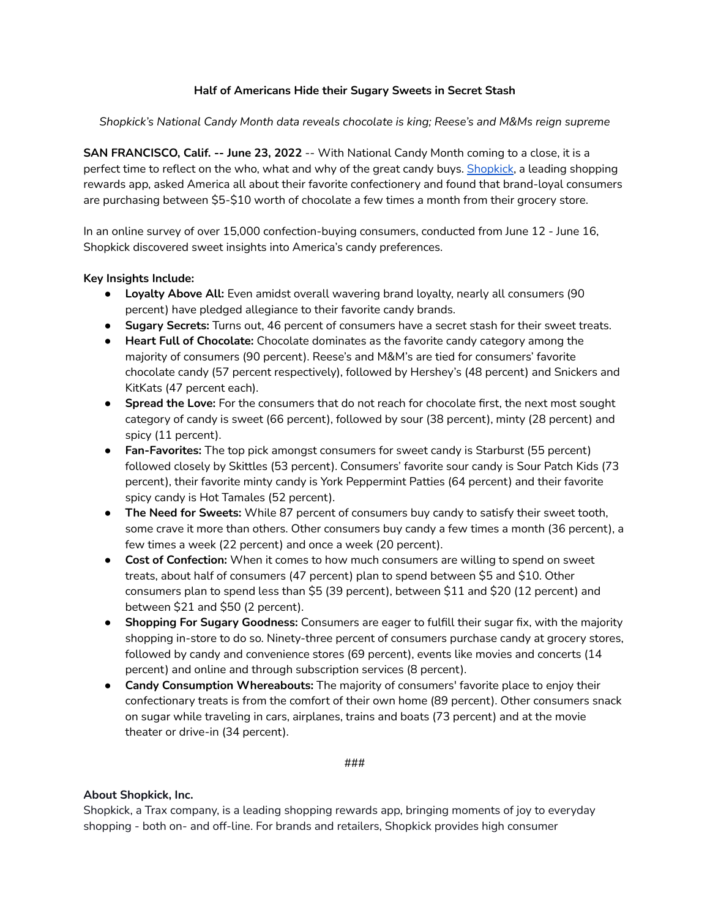**Half of Americans Hide their Sugary Sweets in Secret Stash**

*Shopkick's National Candy Month data reveals chocolate is king; Reese's and M&Ms reign supreme*

**SAN FRANCISCO, Calif. -- June 23, 2022** -- With National Candy Month coming to a close, it is a perfect time to reflect on the who, what and why of the great candy buys. [Shopkick](), a leading shopping rewards app, asked America all about their favorite confectionery and found that brand-loyal consumers are purchasing between $5-$10 worth of chocolate a few times a month from their grocery store.

In an online survey of over 15,000 confection-buying consumers, conducted from June 12 - June 16, Shopkick discovered sweet insights into America's candy preferences.

**Key Insights Include:**

- **Loyalty Above All:** Even amidst overall wavering brand loyalty, nearly all consumers (90 percent) have pledged allegiance to their favorite candy brands.
- **Sugary Secrets:** Turns out, 46 percent of consumers have a secret stash for their sweet treats.
- **Heart Full of Chocolate:** Chocolate dominates as the favorite candy category among the majority of consumers (90 percent). Reese's and M&M's are tied for consumers' favorite chocolate candy (57 percent respectively), followed by Hershey's (48 percent) and Snickers and KitKats (47 percent each).
- **Spread the Love:** For the consumers that do not reach for chocolate first, the next most sought category of candy is sweet (66 percent), followed by sour (38 percent), minty (28 percent) and spicy (11 percent).
- **Fan-Favorites:** The top pick amongst consumers for sweet candy is Starburst (55 percent) followed closely by Skittles (53 percent). Consumers' favorite sour candy is Sour Patch Kids (73 percent), their favorite minty candy is York Peppermint Patties (64 percent) and their favorite spicy candy is Hot Tamales (52 percent).
- **The Need for Sweets:** While 87 percent of consumers buy candy to satisfy their sweet tooth, some crave it more than others. Other consumers buy candy a few times a month (36 percent), a few times a week (22 percent) and once a week (20 percent).
- **Cost of Confection:** When it comes to how much consumers are willing to spend on sweet treats, about half of consumers (47 percent) plan to spend between $5 and $10. Other consumers plan to spend less than $5 (39 percent), between $11 and $20 (12 percent) and between $21 and $50 (2 percent).
- **Shopping For Sugary Goodness:** Consumers are eager to fulfill their sugar fix, with the majority shopping in-store to do so. Ninety-three percent of consumers purchase candy at grocery stores, followed by candy and convenience stores (69 percent), events like movies and concerts (14 percent) and online and through subscription services (8 percent).
- **Candy Consumption Whereabouts:** The majority of consumers' favorite place to enjoy their confectionary treats is from the comfort of their own home (89 percent). Other consumers snack on sugar while traveling in cars, airplanes, trains and boats (73 percent) and at the movie theater or drive-in (34 percent).

###

**About Shopkick, Inc.**

Shopkick, a Trax company, is a leading shopping rewards app, bringing moments of joy to everyday shopping - both on- and off-line. For brands and retailers, Shopkick provides high consumer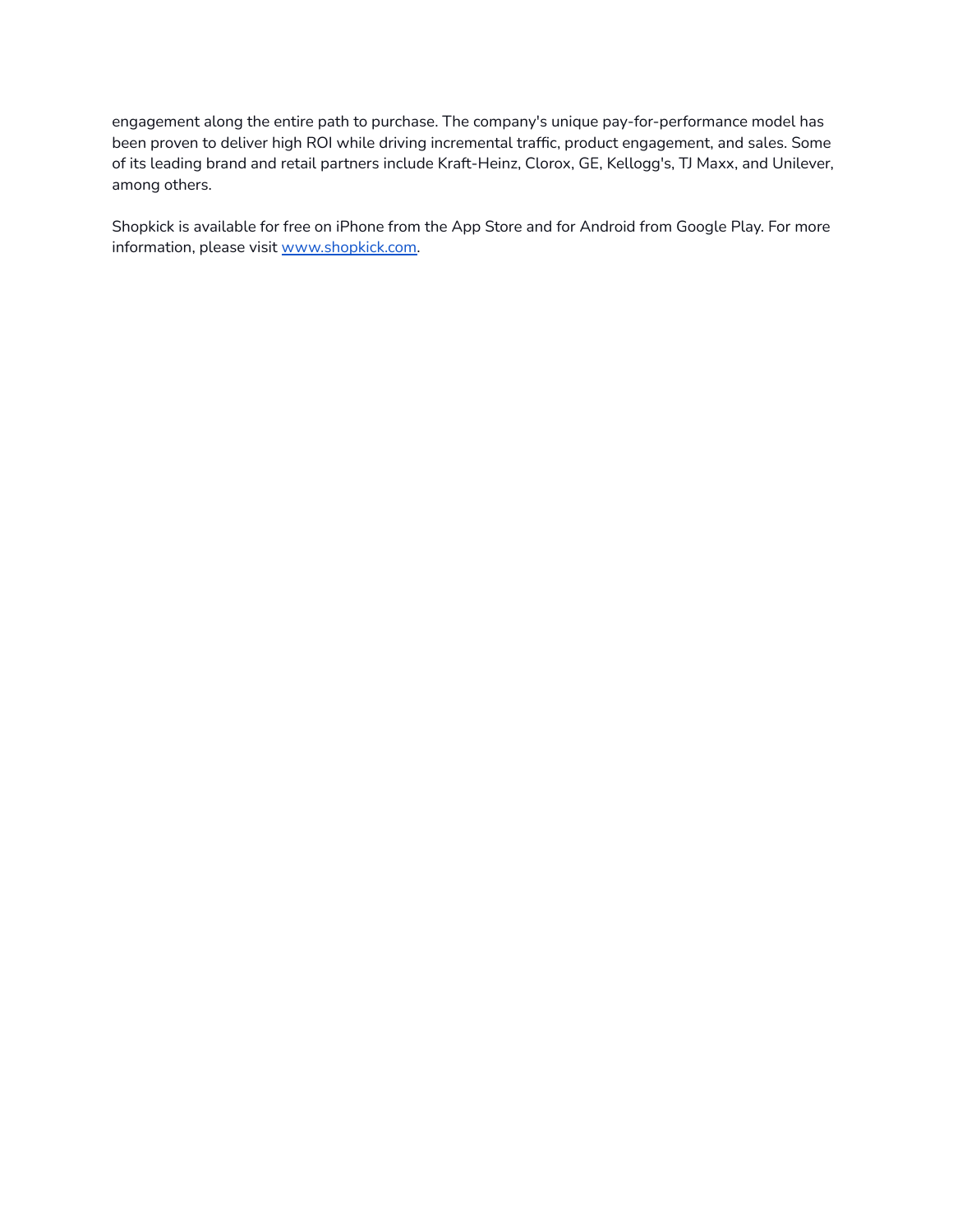engagement along the entire path to purchase. The company's unique pay-for-performance model has been proven to deliver high ROI while driving incremental traffic, product engagement, and sales. Some of its leading brand and retail partners include Kraft-Heinz, Clorox, GE, Kellogg's, TJ Maxx, and Unilever, among others.

Shopkick is available for free on iPhone from the App Store and for Android from Google Play. For more information, please visit [www.shopkick.com](http://www.shopkick.com).